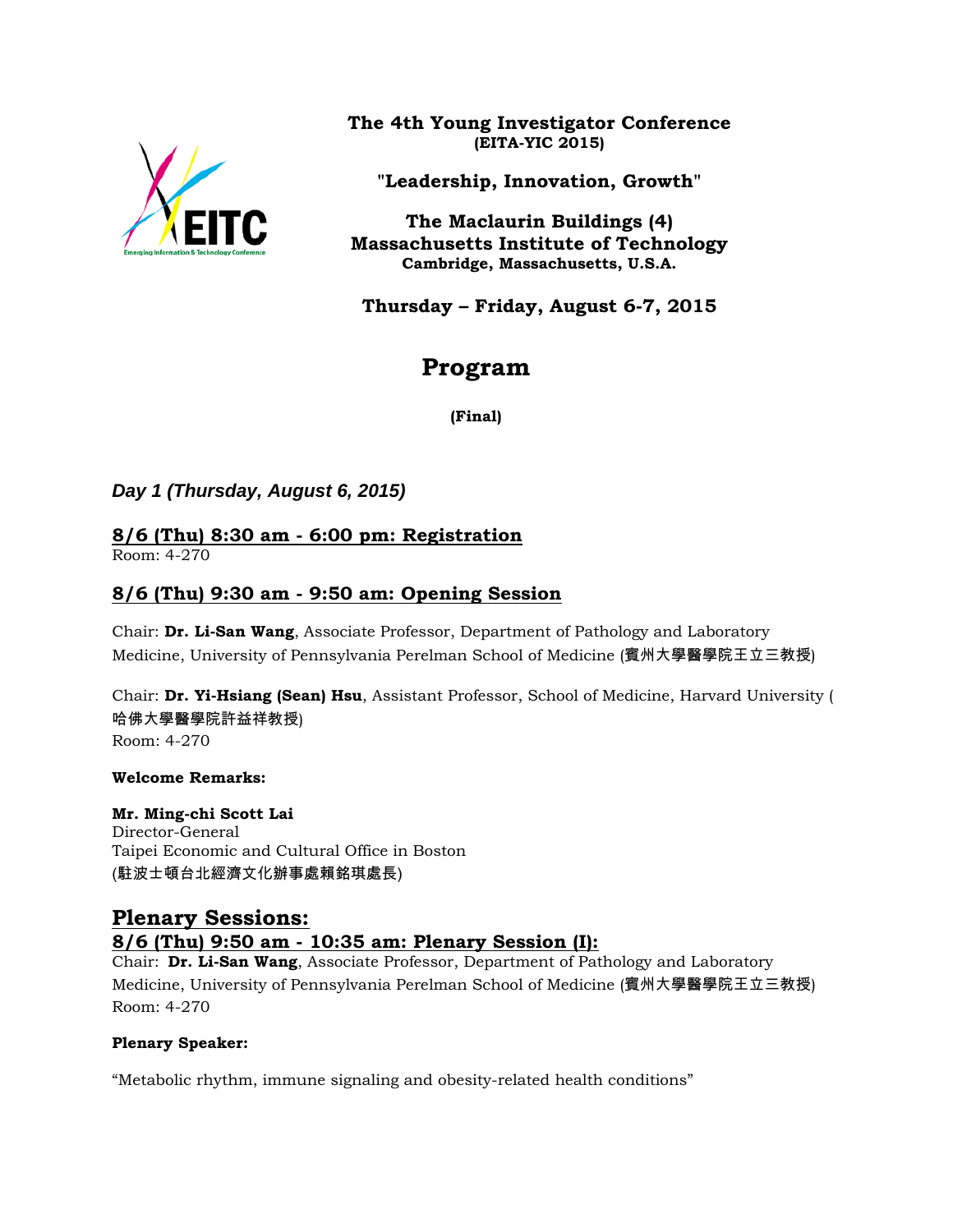# The 4th Young Investigator Conference

**(EITA-YIC 2015)**

**"Leadership, Innovation, Growth"**

**The Maclaurin Buildings (4)**
**Massachusetts Institute of Technology**
**Cambridge, Massachusetts, U.S.A.**

**Thursday – Friday, August 6-7, 2015**

## Program

**(Final)**

### *Day 1 (Thursday, August 6, 2015)*

### 8/6 (Thu) 8:30 am - 6:00 pm: Registration

Room: 4-270

### 8/6 (Thu) 9:30 am - 9:50 am: Opening Session

Chair: **Dr. Li-San Wang**, Associate Professor, Department of Pathology and Laboratory Medicine, University of Pennsylvania Perelman School of Medicine (賓州大學醫學院王立三教授)

Chair: **Dr. Yi-Hsiang (Sean) Hsu**, Assistant Professor, School of Medicine, Harvard University (哈佛大學醫學院許益祥教授)
Room: 4-270

**Welcome Remarks:**

**Mr. Ming-chi Scott Lai**
Director-General
Taipei Economic and Cultural Office in Boston
(駐波士頓台北經濟文化辦事處賴銘琪處長)

## Plenary Sessions:

### 8/6 (Thu) 9:50 am - 10:35 am: Plenary Session (I):

Chair: **Dr. Li-San Wang**, Associate Professor, Department of Pathology and Laboratory Medicine, University of Pennsylvania Perelman School of Medicine (賓州大學醫學院王立三教授)
Room: 4-270

**Plenary Speaker:**

"Metabolic rhythm, immune signaling and obesity-related health conditions"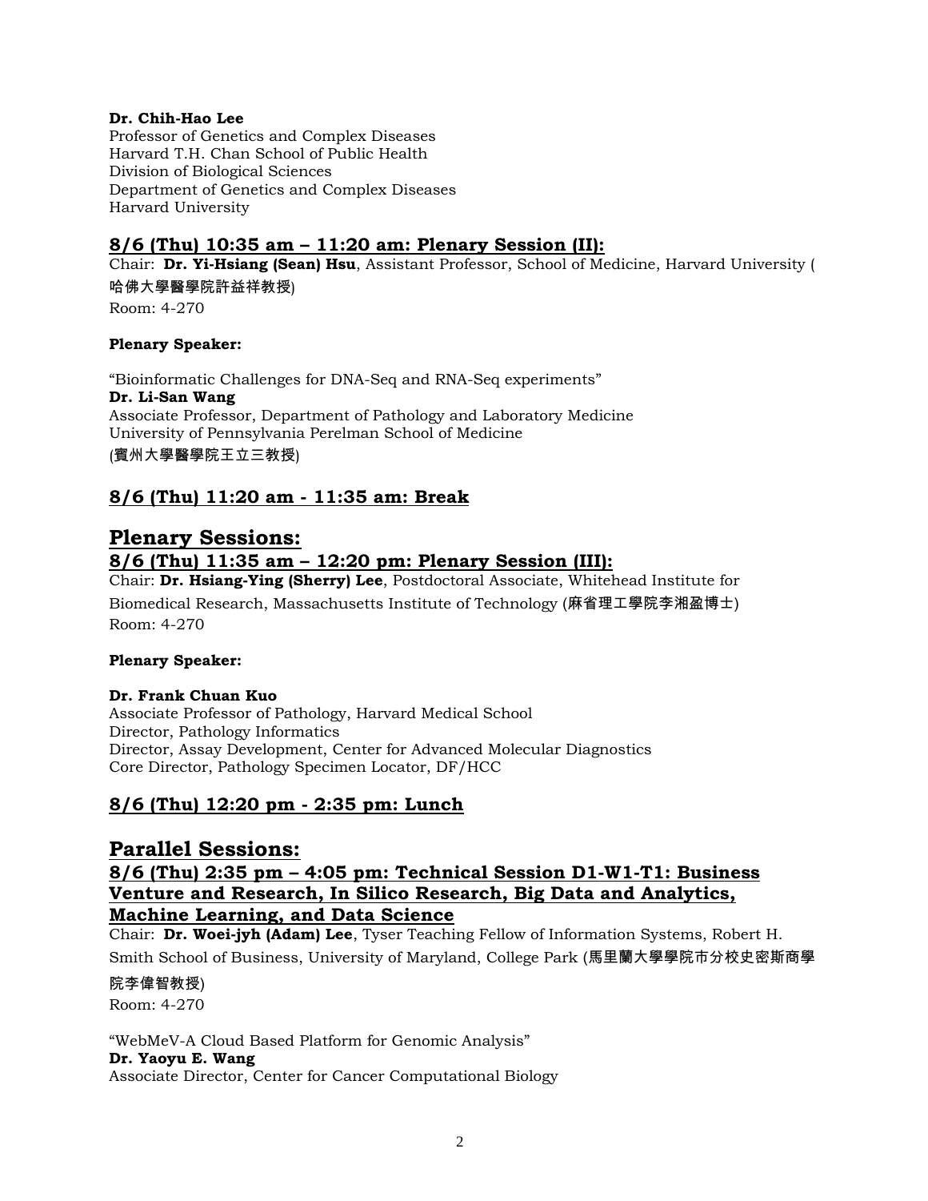**Dr. Chih-Hao Lee**
Professor of Genetics and Complex Diseases
Harvard T.H. Chan School of Public Health
Division of Biological Sciences
Department of Genetics and Complex Diseases
Harvard University

## 8/6 (Thu) 10:35 am – 11:20 am: Plenary Session (II):

Chair: **Dr. Yi-Hsiang (Sean) Hsu**, Assistant Professor, School of Medicine, Harvard University (哈佛大學醫學院許益祥教授)
Room: 4-270

**Plenary Speaker:**

"Bioinformatic Challenges for DNA-Seq and RNA-Seq experiments"
**Dr. Li-San Wang**
Associate Professor, Department of Pathology and Laboratory Medicine
University of Pennsylvania Perelman School of Medicine
(賓州大學醫學院王立三教授)

## 8/6 (Thu) 11:20 am - 11:35 am: Break

# Plenary Sessions:

## 8/6 (Thu) 11:35 am – 12:20 pm: Plenary Session (III):

Chair: **Dr. Hsiang-Ying (Sherry) Lee**, Postdoctoral Associate, Whitehead Institute for Biomedical Research, Massachusetts Institute of Technology (麻省理工學院李湘盈博士)
Room: 4-270

**Plenary Speaker:**

**Dr. Frank Chuan Kuo**
Associate Professor of Pathology, Harvard Medical School
Director, Pathology Informatics
Director, Assay Development, Center for Advanced Molecular Diagnostics
Core Director, Pathology Specimen Locator, DF/HCC

## 8/6 (Thu) 12:20 pm - 2:35 pm: Lunch

# Parallel Sessions:

## 8/6 (Thu) 2:35 pm – 4:05 pm: Technical Session D1-W1-T1: Business Venture and Research, In Silico Research, Big Data and Analytics, Machine Learning, and Data Science

Chair: **Dr. Woei-jyh (Adam) Lee**, Tyser Teaching Fellow of Information Systems, Robert H. Smith School of Business, University of Maryland, College Park (馬里蘭大學學院市分校史密斯商學院李偉智教授)
Room: 4-270

"WebMeV-A Cloud Based Platform for Genomic Analysis"
**Dr. Yaoyu E. Wang**
Associate Director, Center for Cancer Computational Biology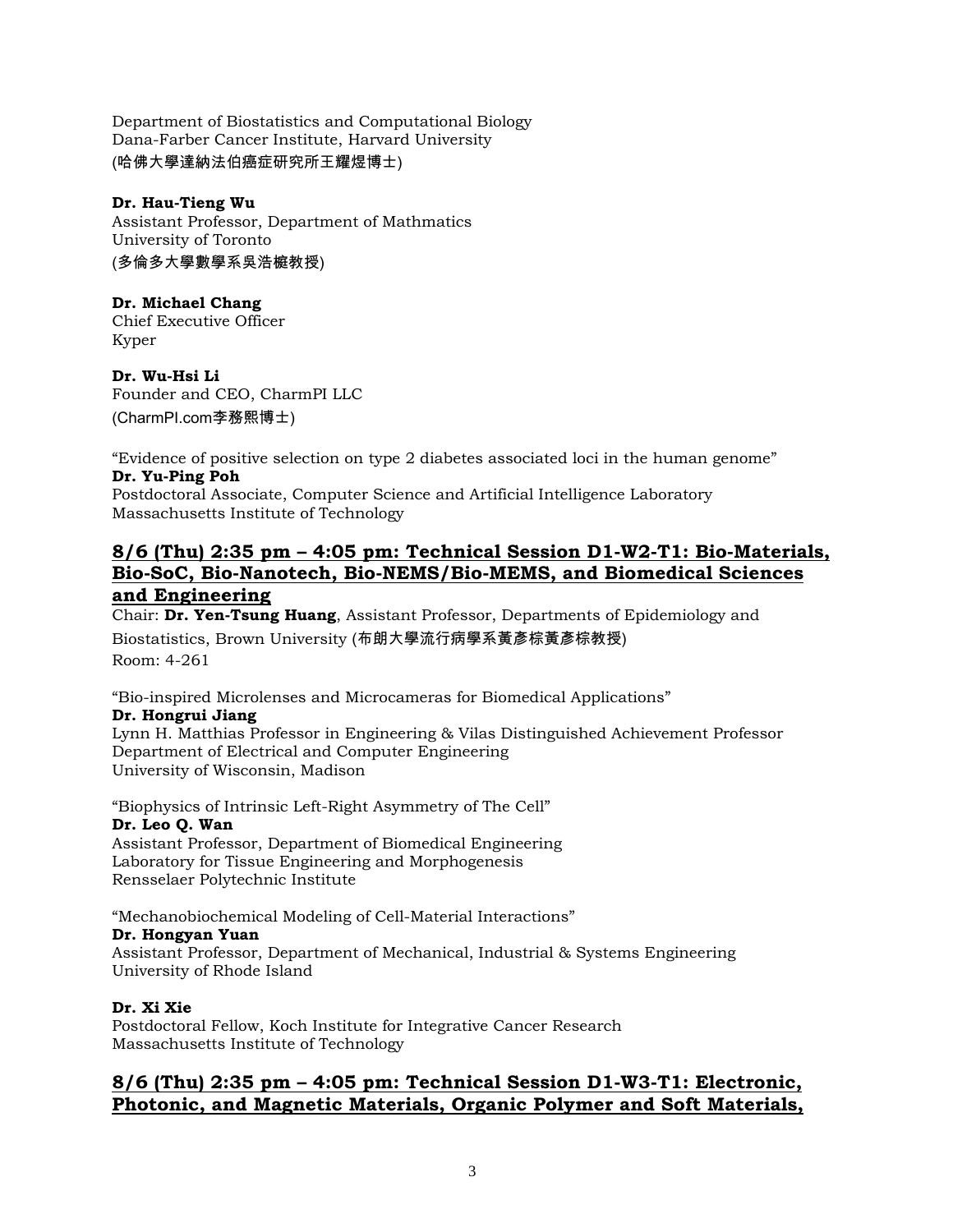Department of Biostatistics and Computational Biology
Dana-Farber Cancer Institute, Harvard University
(哈佛大學達納法伯癌症研究所王耀煜博士)

**Dr. Hau-Tieng Wu**
Assistant Professor, Department of Mathmatics
University of Toronto
(多倫多大學數學系吳浩榳教授)

**Dr. Michael Chang**
Chief Executive Officer
Kyper

**Dr. Wu-Hsi Li**
Founder and CEO, CharmPI LLC
(CharmPI.com李務熙博士)

"Evidence of positive selection on type 2 diabetes associated loci in the human genome"
**Dr. Yu-Ping Poh**
Postdoctoral Associate, Computer Science and Artificial Intelligence Laboratory
Massachusetts Institute of Technology

## 8/6 (Thu) 2:35 pm – 4:05 pm: Technical Session D1-W2-T1: Bio-Materials, Bio-SoC, Bio-Nanotech, Bio-NEMS/Bio-MEMS, and Biomedical Sciences and Engineering

Chair: **Dr. Yen-Tsung Huang**, Assistant Professor, Departments of Epidemiology and Biostatistics, Brown University (布朗大學流行病學系黃彥棕黃彥棕教授)
Room: 4-261

"Bio-inspired Microlenses and Microcameras for Biomedical Applications"
**Dr. Hongrui Jiang**
Lynn H. Matthias Professor in Engineering & Vilas Distinguished Achievement Professor
Department of Electrical and Computer Engineering
University of Wisconsin, Madison

"Biophysics of Intrinsic Left-Right Asymmetry of The Cell"
**Dr. Leo Q. Wan**
Assistant Professor, Department of Biomedical Engineering
Laboratory for Tissue Engineering and Morphogenesis
Rensselaer Polytechnic Institute

"Mechanobiochemical Modeling of Cell-Material Interactions"
**Dr. Hongyan Yuan**
Assistant Professor, Department of Mechanical, Industrial & Systems Engineering
University of Rhode Island

**Dr. Xi Xie**
Postdoctoral Fellow, Koch Institute for Integrative Cancer Research
Massachusetts Institute of Technology

## 8/6 (Thu) 2:35 pm – 4:05 pm: Technical Session D1-W3-T1: Electronic, Photonic, and Magnetic Materials, Organic Polymer and Soft Materials,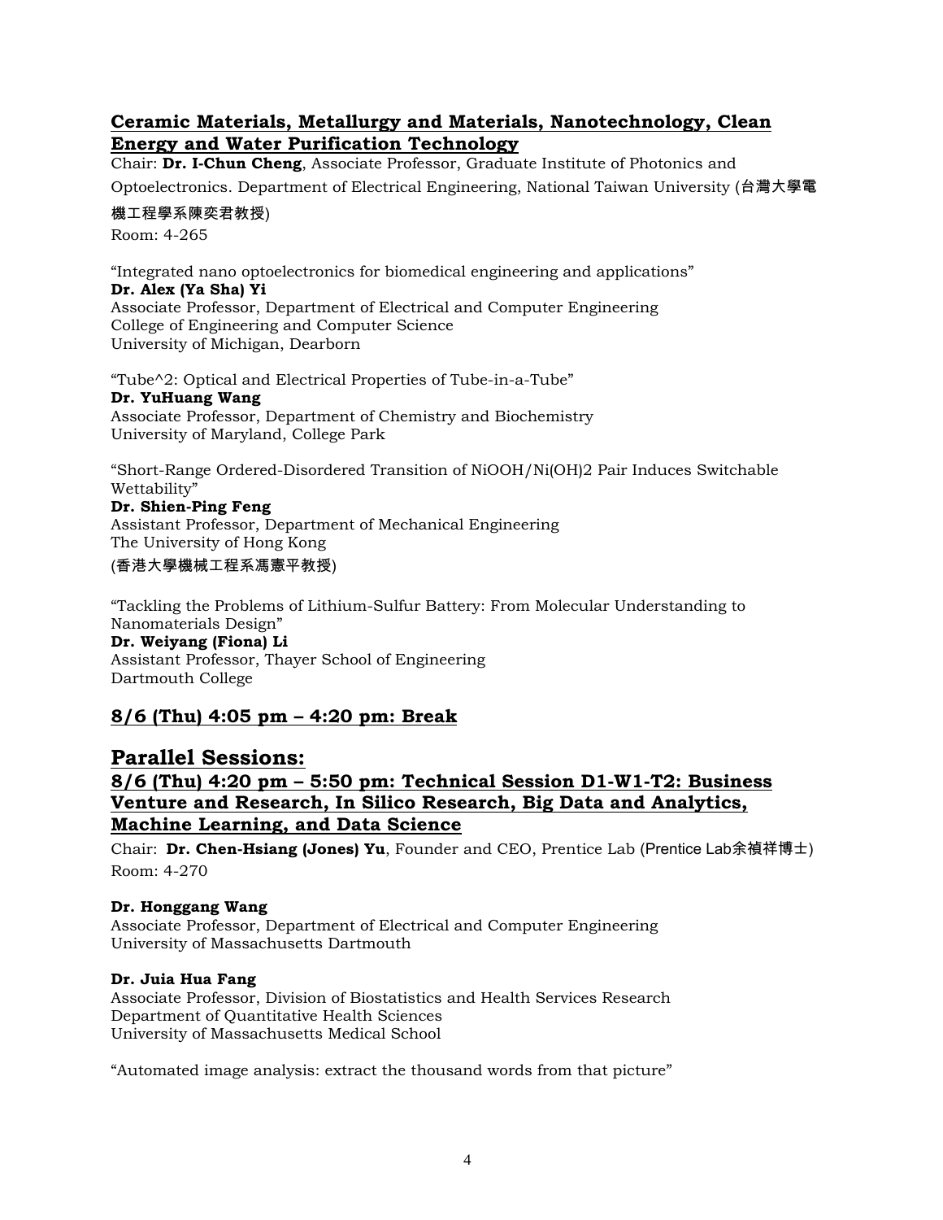### Ceramic Materials, Metallurgy and Materials, Nanotechnology, Clean Energy and Water Purification Technology

Chair: **Dr. I-Chun Cheng**, Associate Professor, Graduate Institute of Photonics and Optoelectronics. Department of Electrical Engineering, National Taiwan University (台灣大學電機工程學系陳奕君教授)
Room: 4-265

"Integrated nano optoelectronics for biomedical engineering and applications"
**Dr. Alex (Ya Sha) Yi**
Associate Professor, Department of Electrical and Computer Engineering
College of Engineering and Computer Science
University of Michigan, Dearborn

"Tube^2: Optical and Electrical Properties of Tube-in-a-Tube"
**Dr. YuHuang Wang**
Associate Professor, Department of Chemistry and Biochemistry
University of Maryland, College Park

"Short-Range Ordered-Disordered Transition of NiOOH/Ni(OH)2 Pair Induces Switchable Wettability"
**Dr. Shien-Ping Feng**
Assistant Professor, Department of Mechanical Engineering
The University of Hong Kong
(香港大學機械工程系馮憲平教授)

"Tackling the Problems of Lithium-Sulfur Battery: From Molecular Understanding to Nanomaterials Design"
**Dr. Weiyang (Fiona) Li**
Assistant Professor, Thayer School of Engineering
Dartmouth College

### 8/6 (Thu) 4:05 pm – 4:20 pm: Break

## Parallel Sessions:

### 8/6 (Thu) 4:20 pm – 5:50 pm: Technical Session D1-W1-T2: Business Venture and Research, In Silico Research, Big Data and Analytics, Machine Learning, and Data Science

Chair: **Dr. Chen-Hsiang (Jones) Yu**, Founder and CEO, Prentice Lab (Prentice Lab余禎祥博士)
Room: 4-270

**Dr. Honggang Wang**
Associate Professor, Department of Electrical and Computer Engineering
University of Massachusetts Dartmouth

**Dr. Juia Hua Fang**
Associate Professor, Division of Biostatistics and Health Services Research
Department of Quantitative Health Sciences
University of Massachusetts Medical School

"Automated image analysis: extract the thousand words from that picture"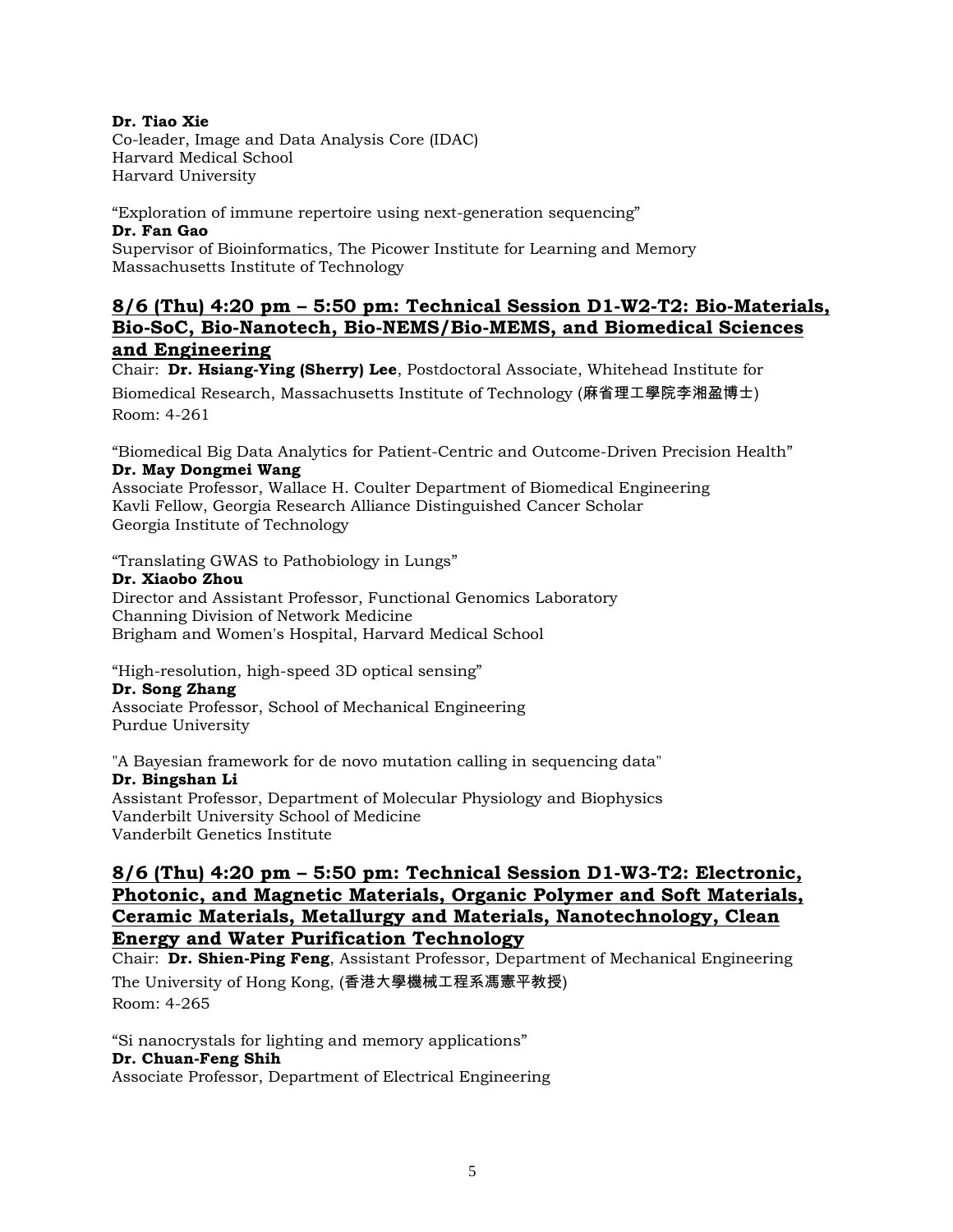**Dr. Tiao Xie**
Co-leader, Image and Data Analysis Core (IDAC)
Harvard Medical School
Harvard University

"Exploration of immune repertoire using next-generation sequencing"
**Dr. Fan Gao**
Supervisor of Bioinformatics, The Picower Institute for Learning and Memory
Massachusetts Institute of Technology

## 8/6 (Thu) 4:20 pm – 5:50 pm: Technical Session D1-W2-T2: Bio-Materials, Bio-SoC, Bio-Nanotech, Bio-NEMS/Bio-MEMS, and Biomedical Sciences and Engineering

Chair: **Dr. Hsiang-Ying (Sherry) Lee**, Postdoctoral Associate, Whitehead Institute for Biomedical Research, Massachusetts Institute of Technology (麻省理工學院李湘盈博士)
Room: 4-261

"Biomedical Big Data Analytics for Patient-Centric and Outcome-Driven Precision Health"
**Dr. May Dongmei Wang**
Associate Professor, Wallace H. Coulter Department of Biomedical Engineering
Kavli Fellow, Georgia Research Alliance Distinguished Cancer Scholar
Georgia Institute of Technology

"Translating GWAS to Pathobiology in Lungs"
**Dr. Xiaobo Zhou**
Director and Assistant Professor, Functional Genomics Laboratory
Channing Division of Network Medicine
Brigham and Women's Hospital, Harvard Medical School

"High-resolution, high-speed 3D optical sensing"
**Dr. Song Zhang**
Associate Professor, School of Mechanical Engineering
Purdue University

"A Bayesian framework for de novo mutation calling in sequencing data"
**Dr. Bingshan Li**
Assistant Professor, Department of Molecular Physiology and Biophysics
Vanderbilt University School of Medicine
Vanderbilt Genetics Institute

## 8/6 (Thu) 4:20 pm – 5:50 pm: Technical Session D1-W3-T2: Electronic, Photonic, and Magnetic Materials, Organic Polymer and Soft Materials, Ceramic Materials, Metallurgy and Materials, Nanotechnology, Clean Energy and Water Purification Technology

Chair: **Dr. Shien-Ping Feng**, Assistant Professor, Department of Mechanical Engineering
The University of Hong Kong, (香港大學機械工程系馮憲平教授)
Room: 4-265

"Si nanocrystals for lighting and memory applications"
**Dr. Chuan-Feng Shih**
Associate Professor, Department of Electrical Engineering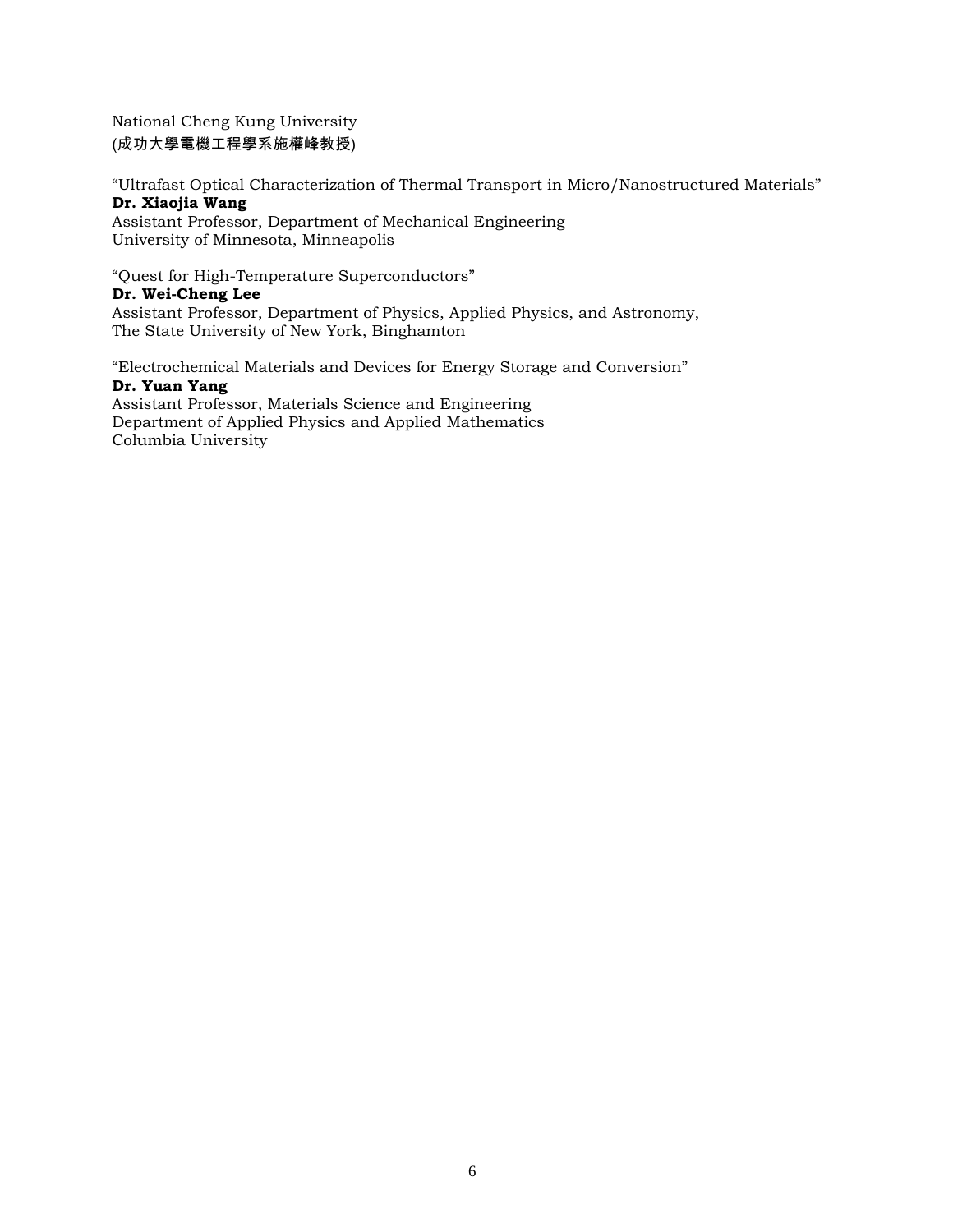National Cheng Kung University  
(成功大學電機工程學系施權峰教授)

“Ultrafast Optical Characterization of Thermal Transport in Micro/Nanostructured Materials”  
**Dr. Xiaojia Wang**  
Assistant Professor, Department of Mechanical Engineering  
University of Minnesota, Minneapolis

“Quest for High-Temperature Superconductors”  
**Dr. Wei-Cheng Lee**  
Assistant Professor, Department of Physics, Applied Physics, and Astronomy,  
The State University of New York, Binghamton

“Electrochemical Materials and Devices for Energy Storage and Conversion”  
**Dr. Yuan Yang**  
Assistant Professor, Materials Science and Engineering  
Department of Applied Physics and Applied Mathematics  
Columbia University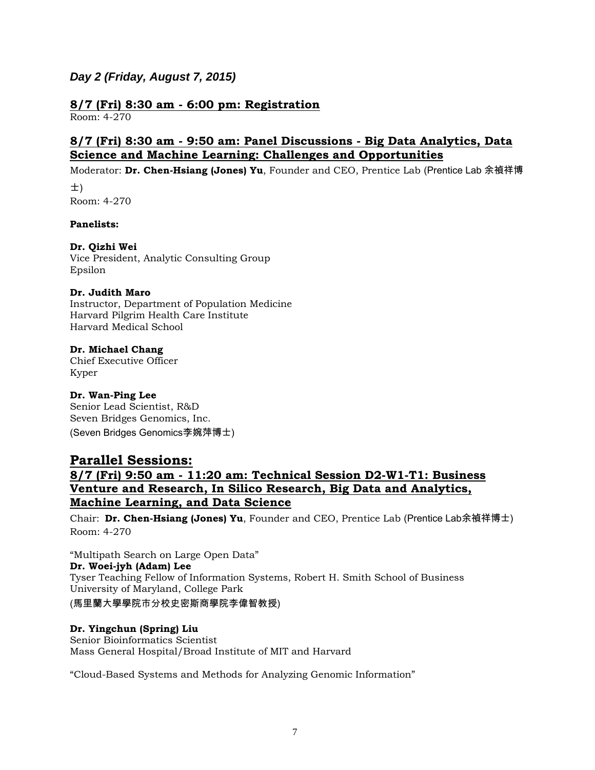### *Day 2 (Friday, August 7, 2015)*

#### **8/7 (Fri) 8:30 am - 6:00 pm: Registration**

Room: 4-270

#### **8/7 (Fri) 8:30 am - 9:50 am: Panel Discussions - Big Data Analytics, Data Science and Machine Learning: Challenges and Opportunities**

Moderator: **Dr. Chen-Hsiang (Jones) Yu**, Founder and CEO, Prentice Lab (Prentice Lab 余禎祥博士)
Room: 4-270

**Panelists:**

**Dr. Qizhi Wei**
Vice President, Analytic Consulting Group
Epsilon

**Dr. Judith Maro**
Instructor, Department of Population Medicine
Harvard Pilgrim Health Care Institute
Harvard Medical School

**Dr. Michael Chang**
Chief Executive Officer
Kyper

**Dr. Wan-Ping Lee**
Senior Lead Scientist, R&D
Seven Bridges Genomics, Inc.
(Seven Bridges Genomics李婉萍博士)

## **Parallel Sessions:**

#### **8/7 (Fri) 9:50 am - 11:20 am: Technical Session D2-W1-T1: Business Venture and Research, In Silico Research, Big Data and Analytics, Machine Learning, and Data Science**

Chair: **Dr. Chen-Hsiang (Jones) Yu**, Founder and CEO, Prentice Lab (Prentice Lab余禎祥博士)
Room: 4-270

"Multipath Search on Large Open Data"
**Dr. Woei-jyh (Adam) Lee**
Tyser Teaching Fellow of Information Systems, Robert H. Smith School of Business
University of Maryland, College Park
(馬里蘭大學學院市分校史密斯商學院李偉智教授)

**Dr. Yingchun (Spring) Liu**
Senior Bioinformatics Scientist
Mass General Hospital/Broad Institute of MIT and Harvard

"Cloud-Based Systems and Methods for Analyzing Genomic Information"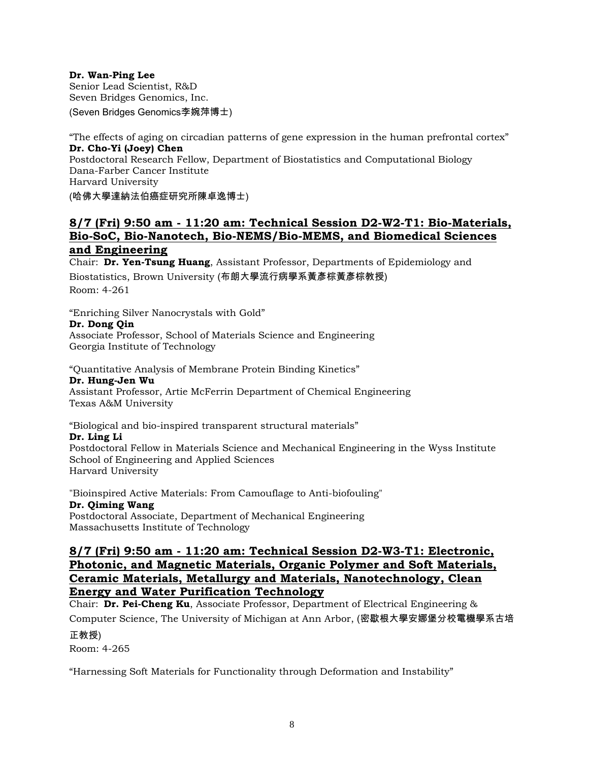**Dr. Wan-Ping Lee**
Senior Lead Scientist, R&D
Seven Bridges Genomics, Inc.
(Seven Bridges Genomics李婉萍博士)

"The effects of aging on circadian patterns of gene expression in the human prefrontal cortex"
**Dr. Cho-Yi (Joey) Chen**
Postdoctoral Research Fellow, Department of Biostatistics and Computational Biology
Dana-Farber Cancer Institute
Harvard University
(哈佛大學達納法伯癌症研究所陳卓逸博士)

## 8/7 (Fri) 9:50 am - 11:20 am: Technical Session D2-W2-T1: Bio-Materials, Bio-SoC, Bio-Nanotech, Bio-NEMS/Bio-MEMS, and Biomedical Sciences and Engineering

Chair: **Dr. Yen-Tsung Huang**, Assistant Professor, Departments of Epidemiology and Biostatistics, Brown University (布朗大學流行病學系黃彥棕黃彥棕教授)
Room: 4-261

"Enriching Silver Nanocrystals with Gold"
**Dr. Dong Qin**
Associate Professor, School of Materials Science and Engineering
Georgia Institute of Technology

"Quantitative Analysis of Membrane Protein Binding Kinetics"
**Dr. Hung-Jen Wu**
Assistant Professor, Artie McFerrin Department of Chemical Engineering
Texas A&M University

"Biological and bio-inspired transparent structural materials"
**Dr. Ling Li**
Postdoctoral Fellow in Materials Science and Mechanical Engineering in the Wyss Institute
School of Engineering and Applied Sciences
Harvard University

"Bioinspired Active Materials: From Camouflage to Anti-biofouling"
**Dr. Qiming Wang**
Postdoctoral Associate, Department of Mechanical Engineering
Massachusetts Institute of Technology

## 8/7 (Fri) 9:50 am - 11:20 am: Technical Session D2-W3-T1: Electronic, Photonic, and Magnetic Materials, Organic Polymer and Soft Materials, Ceramic Materials, Metallurgy and Materials, Nanotechnology, Clean Energy and Water Purification Technology

Chair: **Dr. Pei-Cheng Ku**, Associate Professor, Department of Electrical Engineering & Computer Science, The University of Michigan at Ann Arbor, (密歇根大學安娜堡分校電機學系古培正教授)
Room: 4-265

"Harnessing Soft Materials for Functionality through Deformation and Instability"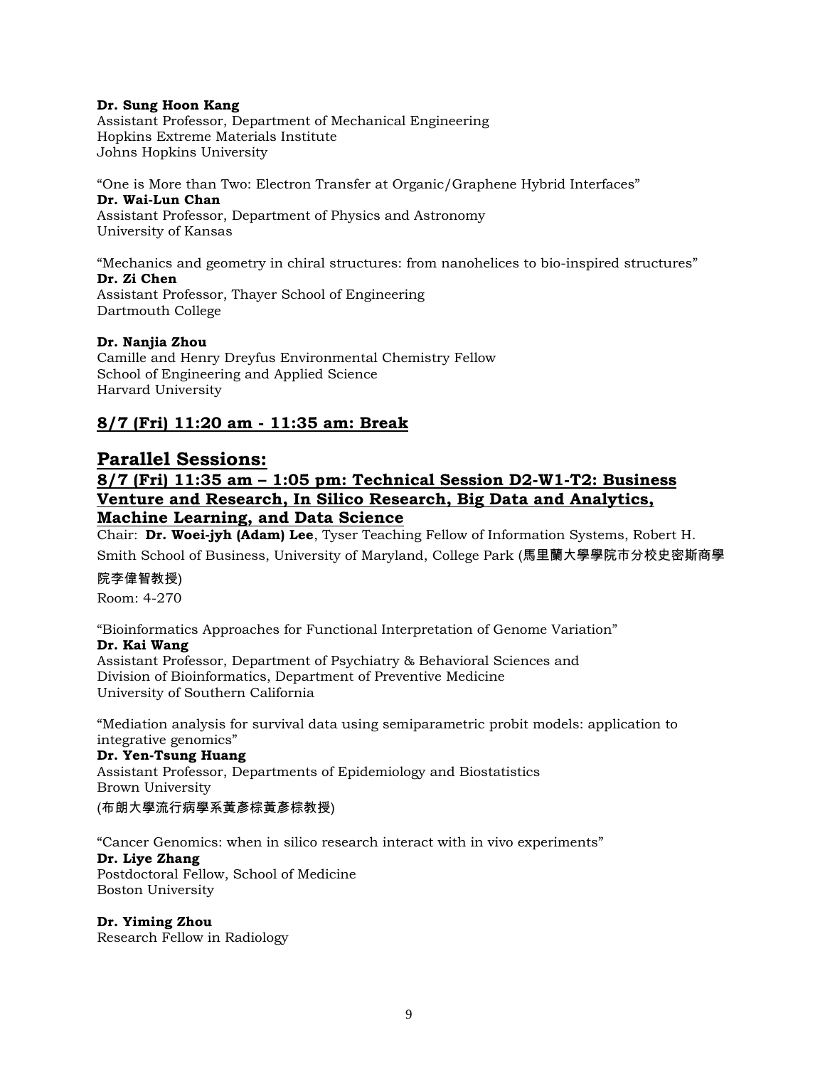**Dr. Sung Hoon Kang**
Assistant Professor, Department of Mechanical Engineering
Hopkins Extreme Materials Institute
Johns Hopkins University

"One is More than Two: Electron Transfer at Organic/Graphene Hybrid Interfaces"
**Dr. Wai-Lun Chan**
Assistant Professor, Department of Physics and Astronomy
University of Kansas

"Mechanics and geometry in chiral structures: from nanohelices to bio-inspired structures"
**Dr. Zi Chen**
Assistant Professor, Thayer School of Engineering
Dartmouth College

**Dr. Nanjia Zhou**
Camille and Henry Dreyfus Environmental Chemistry Fellow
School of Engineering and Applied Science
Harvard University

## 8/7 (Fri) 11:20 am - 11:35 am: Break

## Parallel Sessions:

### 8/7 (Fri) 11:35 am – 1:05 pm: Technical Session D2-W1-T2: Business Venture and Research, In Silico Research, Big Data and Analytics, Machine Learning, and Data Science

Chair: **Dr. Woei-jyh (Adam) Lee**, Tyser Teaching Fellow of Information Systems, Robert H. Smith School of Business, University of Maryland, College Park (馬里蘭大學學院市分校史密斯商學院李偉智教授)
Room: 4-270

"Bioinformatics Approaches for Functional Interpretation of Genome Variation"
**Dr. Kai Wang**
Assistant Professor, Department of Psychiatry & Behavioral Sciences and
Division of Bioinformatics, Department of Preventive Medicine
University of Southern California

"Mediation analysis for survival data using semiparametric probit models: application to integrative genomics"
**Dr. Yen-Tsung Huang**
Assistant Professor, Departments of Epidemiology and Biostatistics
Brown University
(布朗大學流行病學系黃彥棕黃彥棕教授)

"Cancer Genomics: when in silico research interact with in vivo experiments"
**Dr. Liye Zhang**
Postdoctoral Fellow, School of Medicine
Boston University

**Dr. Yiming Zhou**
Research Fellow in Radiology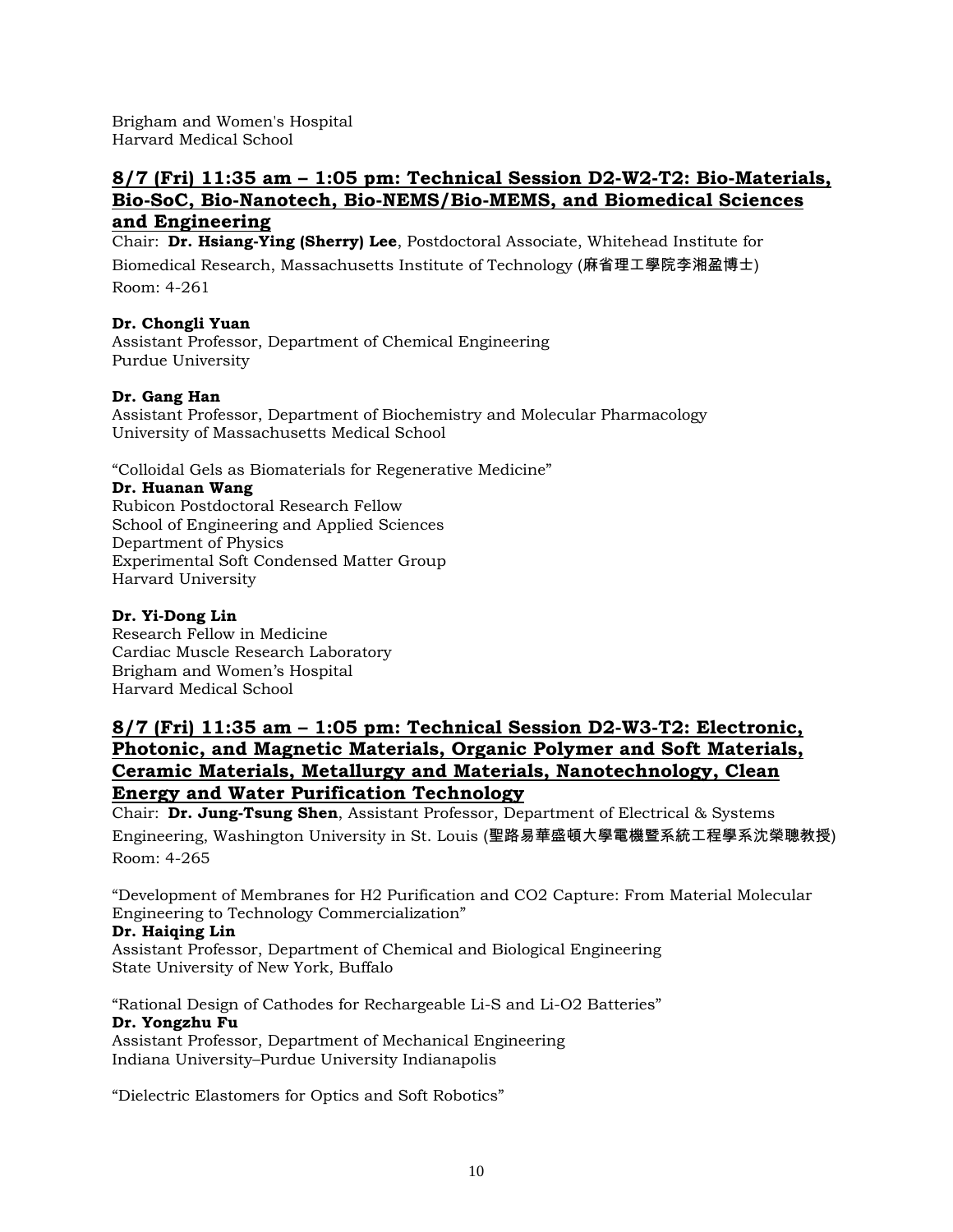Brigham and Women's Hospital
Harvard Medical School

## 8/7 (Fri) 11:35 am – 1:05 pm: Technical Session D2-W2-T2: Bio-Materials, Bio-SoC, Bio-Nanotech, Bio-NEMS/Bio-MEMS, and Biomedical Sciences and Engineering

Chair: **Dr. Hsiang-Ying (Sherry) Lee**, Postdoctoral Associate, Whitehead Institute for Biomedical Research, Massachusetts Institute of Technology (麻省理工學院李湘盈博士)
Room: 4-261

**Dr. Chongli Yuan**
Assistant Professor, Department of Chemical Engineering
Purdue University

**Dr. Gang Han**
Assistant Professor, Department of Biochemistry and Molecular Pharmacology
University of Massachusetts Medical School

"Colloidal Gels as Biomaterials for Regenerative Medicine"
**Dr. Huanan Wang**
Rubicon Postdoctoral Research Fellow
School of Engineering and Applied Sciences
Department of Physics
Experimental Soft Condensed Matter Group
Harvard University

**Dr. Yi-Dong Lin**
Research Fellow in Medicine
Cardiac Muscle Research Laboratory
Brigham and Women's Hospital
Harvard Medical School

## 8/7 (Fri) 11:35 am – 1:05 pm: Technical Session D2-W3-T2: Electronic, Photonic, and Magnetic Materials, Organic Polymer and Soft Materials, Ceramic Materials, Metallurgy and Materials, Nanotechnology, Clean Energy and Water Purification Technology

Chair: **Dr. Jung-Tsung Shen**, Assistant Professor, Department of Electrical & Systems Engineering, Washington University in St. Louis (聖路易華盛頓大學電機暨系統工程學系沈榮聰教授)
Room: 4-265

"Development of Membranes for H2 Purification and CO2 Capture: From Material Molecular Engineering to Technology Commercialization"
**Dr. Haiqing Lin**
Assistant Professor, Department of Chemical and Biological Engineering
State University of New York, Buffalo

"Rational Design of Cathodes for Rechargeable Li-S and Li-O2 Batteries"
**Dr. Yongzhu Fu**
Assistant Professor, Department of Mechanical Engineering
Indiana University–Purdue University Indianapolis

"Dielectric Elastomers for Optics and Soft Robotics"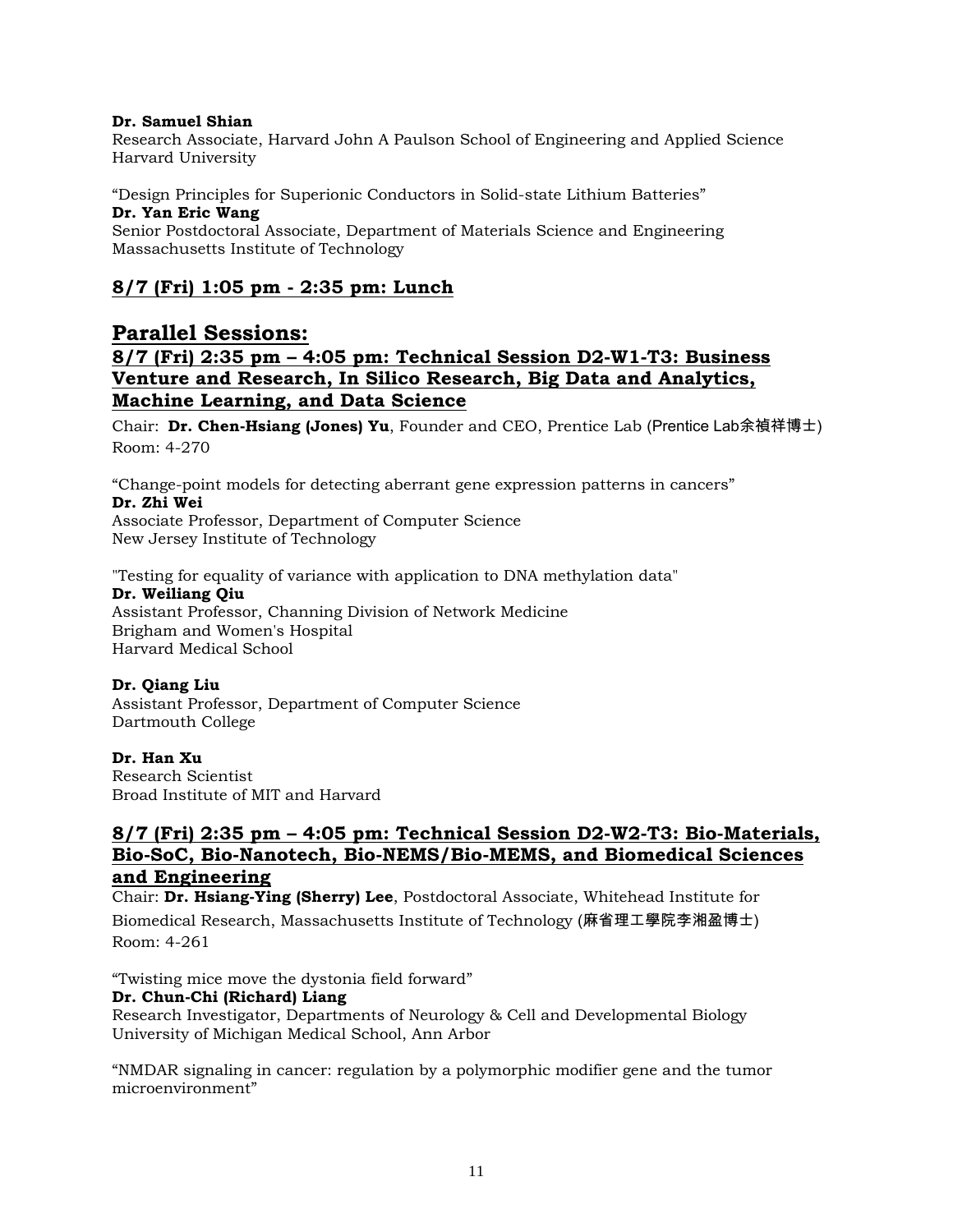**Dr. Samuel Shian**
Research Associate, Harvard John A Paulson School of Engineering and Applied Science
Harvard University

“Design Principles for Superionic Conductors in Solid-state Lithium Batteries”
**Dr. Yan Eric Wang**
Senior Postdoctoral Associate, Department of Materials Science and Engineering
Massachusetts Institute of Technology

## 8/7 (Fri) 1:05 pm - 2:35 pm: Lunch

## Parallel Sessions:

### 8/7 (Fri) 2:35 pm – 4:05 pm: Technical Session D2-W1-T3: Business Venture and Research, In Silico Research, Big Data and Analytics, Machine Learning, and Data Science

Chair: **Dr. Chen-Hsiang (Jones) Yu**, Founder and CEO, Prentice Lab (Prentice Lab余禎祥博士)
Room: 4-270

“Change-point models for detecting aberrant gene expression patterns in cancers”
**Dr. Zhi Wei**
Associate Professor, Department of Computer Science
New Jersey Institute of Technology

"Testing for equality of variance with application to DNA methylation data"
**Dr. Weiliang Qiu**
Assistant Professor, Channing Division of Network Medicine
Brigham and Women's Hospital
Harvard Medical School

**Dr. Qiang Liu**
Assistant Professor, Department of Computer Science
Dartmouth College

**Dr. Han Xu**
Research Scientist
Broad Institute of MIT and Harvard

### 8/7 (Fri) 2:35 pm – 4:05 pm: Technical Session D2-W2-T3: Bio-Materials, Bio-SoC, Bio-Nanotech, Bio-NEMS/Bio-MEMS, and Biomedical Sciences and Engineering

Chair: **Dr. Hsiang-Ying (Sherry) Lee**, Postdoctoral Associate, Whitehead Institute for Biomedical Research, Massachusetts Institute of Technology (麻省理工學院李湘盈博士)
Room: 4-261

“Twisting mice move the dystonia field forward”
**Dr. Chun-Chi (Richard) Liang**
Research Investigator, Departments of Neurology & Cell and Developmental Biology
University of Michigan Medical School, Ann Arbor

“NMDAR signaling in cancer: regulation by a polymorphic modifier gene and the tumor microenvironment”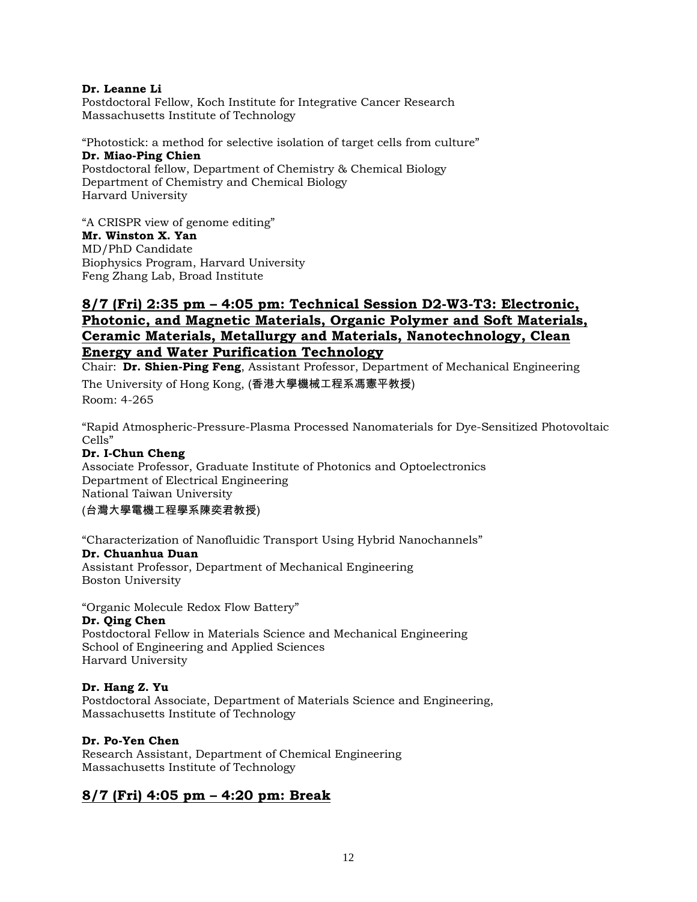**Dr. Leanne Li**
Postdoctoral Fellow, Koch Institute for Integrative Cancer Research
Massachusetts Institute of Technology

"Photostick: a method for selective isolation of target cells from culture"
**Dr. Miao-Ping Chien**
Postdoctoral fellow, Department of Chemistry & Chemical Biology
Department of Chemistry and Chemical Biology
Harvard University

"A CRISPR view of genome editing"
**Mr. Winston X. Yan**
MD/PhD Candidate
Biophysics Program, Harvard University
Feng Zhang Lab, Broad Institute

## 8/7 (Fri) 2:35 pm – 4:05 pm: Technical Session D2-W3-T3: Electronic, Photonic, and Magnetic Materials, Organic Polymer and Soft Materials, Ceramic Materials, Metallurgy and Materials, Nanotechnology, Clean Energy and Water Purification Technology

Chair: **Dr. Shien-Ping Feng**, Assistant Professor, Department of Mechanical Engineering
The University of Hong Kong, (香港大學機械工程系馮憲平教授)
Room: 4-265

"Rapid Atmospheric-Pressure-Plasma Processed Nanomaterials for Dye-Sensitized Photovoltaic Cells"
**Dr. I-Chun Cheng**
Associate Professor, Graduate Institute of Photonics and Optoelectronics
Department of Electrical Engineering
National Taiwan University
(台灣大學電機工程學系陳奕君教授)

"Characterization of Nanofluidic Transport Using Hybrid Nanochannels"
**Dr. Chuanhua Duan**
Assistant Professor, Department of Mechanical Engineering
Boston University

"Organic Molecule Redox Flow Battery"
**Dr. Qing Chen**
Postdoctoral Fellow in Materials Science and Mechanical Engineering
School of Engineering and Applied Sciences
Harvard University

**Dr. Hang Z. Yu**
Postdoctoral Associate, Department of Materials Science and Engineering,
Massachusetts Institute of Technology

**Dr. Po-Yen Chen**
Research Assistant, Department of Chemical Engineering
Massachusetts Institute of Technology

## 8/7 (Fri) 4:05 pm – 4:20 pm: Break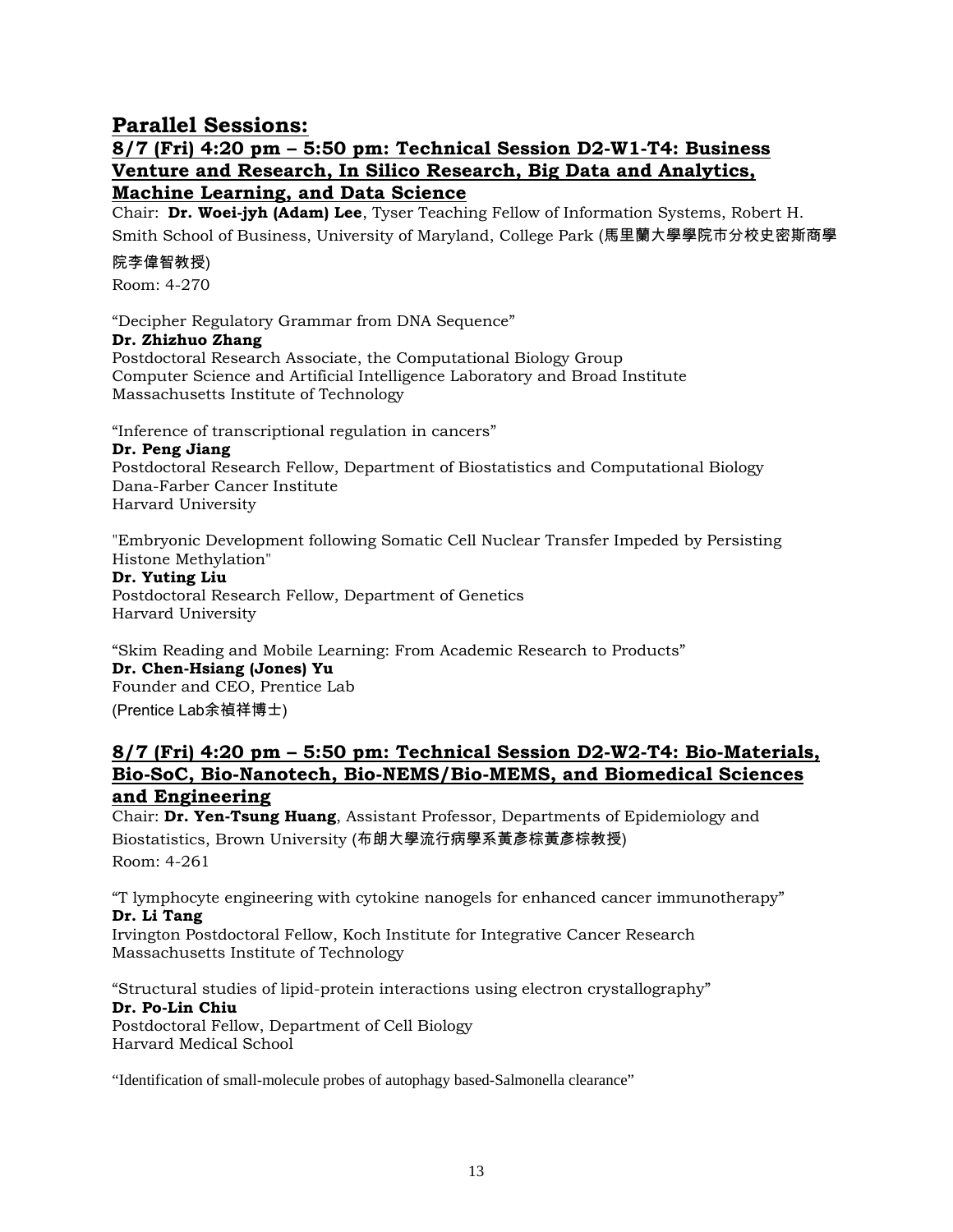## Parallel Sessions:

### 8/7 (Fri) 4:20 pm – 5:50 pm: Technical Session D2-W1-T4: Business Venture and Research, In Silico Research, Big Data and Analytics, Machine Learning, and Data Science

Chair: **Dr. Woei-jyh (Adam) Lee**, Tyser Teaching Fellow of Information Systems, Robert H. Smith School of Business, University of Maryland, College Park (馬里蘭大學學院市分校史密斯商學院李偉智教授)

Room: 4-270

"Decipher Regulatory Grammar from DNA Sequence"
**Dr. Zhizhuo Zhang**
Postdoctoral Research Associate, the Computational Biology Group
Computer Science and Artificial Intelligence Laboratory and Broad Institute
Massachusetts Institute of Technology

"Inference of transcriptional regulation in cancers"
**Dr. Peng Jiang**
Postdoctoral Research Fellow, Department of Biostatistics and Computational Biology
Dana-Farber Cancer Institute
Harvard University

"Embryonic Development following Somatic Cell Nuclear Transfer Impeded by Persisting Histone Methylation"
**Dr. Yuting Liu**
Postdoctoral Research Fellow, Department of Genetics
Harvard University

"Skim Reading and Mobile Learning: From Academic Research to Products"
**Dr. Chen-Hsiang (Jones) Yu**
Founder and CEO, Prentice Lab
(Prentice Lab余禎祥博士)

### 8/7 (Fri) 4:20 pm – 5:50 pm: Technical Session D2-W2-T4: Bio-Materials, Bio-SoC, Bio-Nanotech, Bio-NEMS/Bio-MEMS, and Biomedical Sciences and Engineering

Chair: **Dr. Yen-Tsung Huang**, Assistant Professor, Departments of Epidemiology and Biostatistics, Brown University (布朗大學流行病學系黃彥棕黃彥棕教授)

Room: 4-261

"T lymphocyte engineering with cytokine nanogels for enhanced cancer immunotherapy"
**Dr. Li Tang**
Irvington Postdoctoral Fellow, Koch Institute for Integrative Cancer Research
Massachusetts Institute of Technology

"Structural studies of lipid-protein interactions using electron crystallography"
**Dr. Po-Lin Chiu**
Postdoctoral Fellow, Department of Cell Biology
Harvard Medical School

"Identification of small-molecule probes of autophagy based-Salmonella clearance"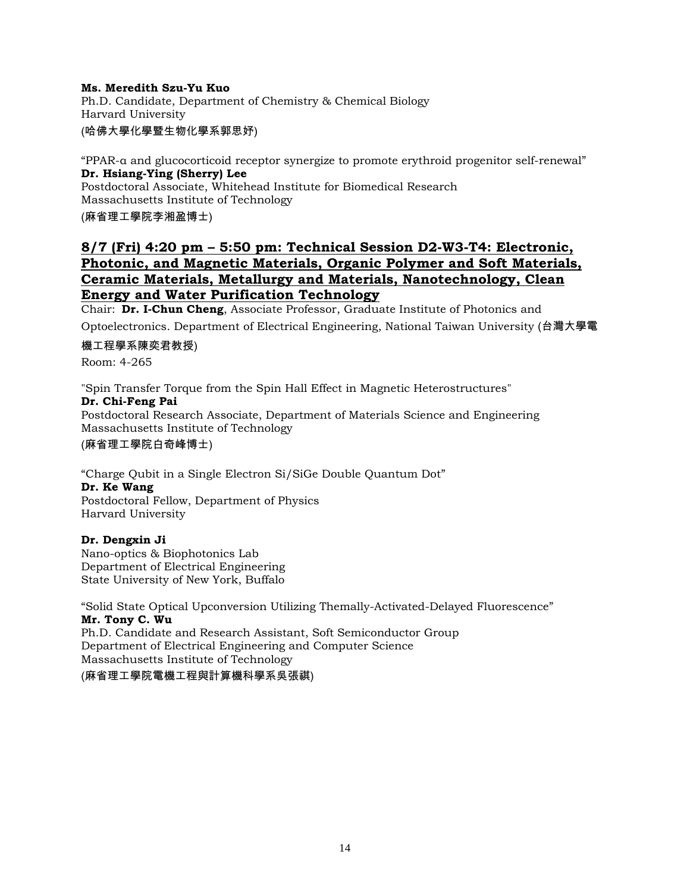**Ms. Meredith Szu-Yu Kuo**
Ph.D. Candidate, Department of Chemistry & Chemical Biology
Harvard University
(哈佛大學化學暨生物化學系郭思妤)

“PPAR-α and glucocorticoid receptor synergize to promote erythroid progenitor self-renewal”
**Dr. Hsiang-Ying (Sherry) Lee**
Postdoctoral Associate, Whitehead Institute for Biomedical Research
Massachusetts Institute of Technology
(麻省理工學院李湘盈博士)

## 8/7 (Fri) 4:20 pm – 5:50 pm: Technical Session D2-W3-T4: Electronic, Photonic, and Magnetic Materials, Organic Polymer and Soft Materials, Ceramic Materials, Metallurgy and Materials, Nanotechnology, Clean Energy and Water Purification Technology

Chair: **Dr. I-Chun Cheng**, Associate Professor, Graduate Institute of Photonics and Optoelectronics. Department of Electrical Engineering, National Taiwan University (台灣大學電機工程學系陳奕君教授)
Room: 4-265

"Spin Transfer Torque from the Spin Hall Effect in Magnetic Heterostructures"
**Dr. Chi-Feng Pai**
Postdoctoral Research Associate, Department of Materials Science and Engineering
Massachusetts Institute of Technology
(麻省理工學院白奇峰博士)

“Charge Qubit in a Single Electron Si/SiGe Double Quantum Dot”
**Dr. Ke Wang**
Postdoctoral Fellow, Department of Physics
Harvard University

**Dr. Dengxin Ji**
Nano-optics & Biophotonics Lab
Department of Electrical Engineering
State University of New York, Buffalo

“Solid State Optical Upconversion Utilizing Themally-Activated-Delayed Fluorescence”
**Mr. Tony C. Wu**
Ph.D. Candidate and Research Assistant, Soft Semiconductor Group
Department of Electrical Engineering and Computer Science
Massachusetts Institute of Technology
(麻省理工學院電機工程與計算機科學系吳張祺)